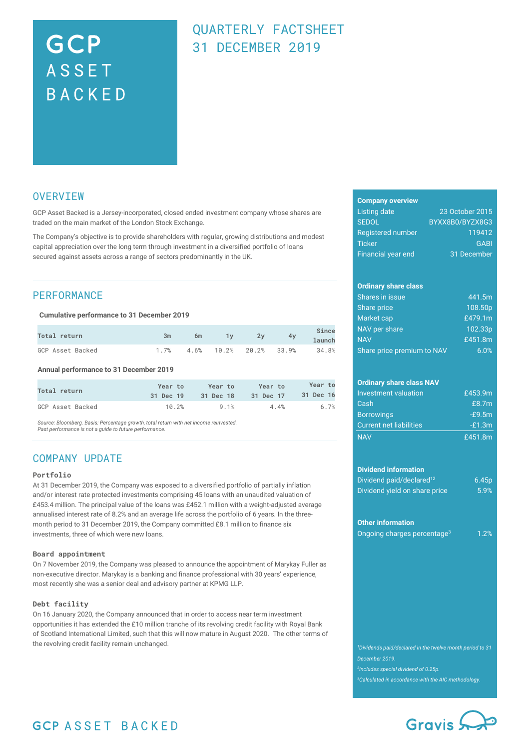# GCP ASSET BACKED

## QUARTERLY FACTSHEET
## 31 DECEMBER 2019

## OVERVIEW

GCP Asset Backed is a Jersey-incorporated, closed ended investment company whose shares are traded on the main market of the London Stock Exchange.

The Company's objective is to provide shareholders with regular, growing distributions and modest capital appreciation over the long term through investment in a diversified portfolio of loans secured against assets across a range of sectors predominantly in the UK.

## PERFORMANCE

**Cumulative performance to 31 December 2019**

| Total return | 3m | 6m | 1y | 2y | 4y | Since launch |
|---|---|---|---|---|---|---|
| GCP Asset Backed | 1.7% | 4.6% | 10.2% | 20.2% | 33.9% | 34.8% |

**Annual performance to 31 December 2019**

| Total return | Year to 31 Dec 19 | Year to 31 Dec 18 | Year to 31 Dec 17 | Year to 31 Dec 16 |
|---|---|---|---|---|
| GCP Asset Backed | 10.2% | 9.1% | 4.4% | 6.7% |

*Source: Bloomberg. Basis: Percentage growth, total return with net income reinvested.*
*Past performance is not a guide to future performance.*

## COMPANY UPDATE

### Portfolio

At 31 December 2019, the Company was exposed to a diversified portfolio of partially inflation and/or interest rate protected investments comprising 45 loans with an unaudited valuation of £453.4 million. The principal value of the loans was £452.1 million with a weight-adjusted average annualised interest rate of 8.2% and an average life across the portfolio of 6 years. In the three-month period to 31 December 2019, the Company committed £8.1 million to finance six investments, three of which were new loans.

### Board appointment

On 7 November 2019, the Company was pleased to announce the appointment of Marykay Fuller as non-executive director. Marykay is a banking and finance professional with 30 years' experience, most recently she was a senior deal and advisory partner at KPMG LLP.

### Debt facility

On 16 January 2020, the Company announced that in order to access near term investment opportunities it has extended the £10 million tranche of its revolving credit facility with Royal Bank of Scotland International Limited, such that this will now mature in August 2020. The other terms of the revolving credit facility remain unchanged.

**Company overview**

| | |
|---|---|
| Listing date | 23 October 2015 |
| SEDOL | BYXX8B0/BYZX8G3 |
| Registered number | 119412 |
| Ticker | GABI |
| Financial year end | 31 December |

**Ordinary share class**

| | |
|---|---|
| Shares in issue | 441.5m |
| Share price | 108.50p |
| Market cap | £479.1m |
| NAV per share | 102.33p |
| NAV | £451.8m |
| Share price premium to NAV | 6.0% |

**Ordinary share class NAV**

| | |
|---|---|
| Investment valuation | £453.9m |
| Cash | £8.7m |
| Borrowings | -£9.5m |
| Current net liabilities | -£1.3m |
| NAV | £451.8m |

**Dividend information**

| | |
|---|---|
| Dividend paid/declared[1,2] | 6.45p |
| Dividend yield on share price | 5.9% |

**Other information**

| | |
|---|---|
| Ongoing charges percentage[3] | 1.2% |

*[1]Dividends paid/declared in the twelve month period to 31 December 2019.*

*[2]Includes special dividend of 0.25p.*

*[3]Calculated in accordance with the AIC methodology.*

GCP ASSET BACKED

Gravis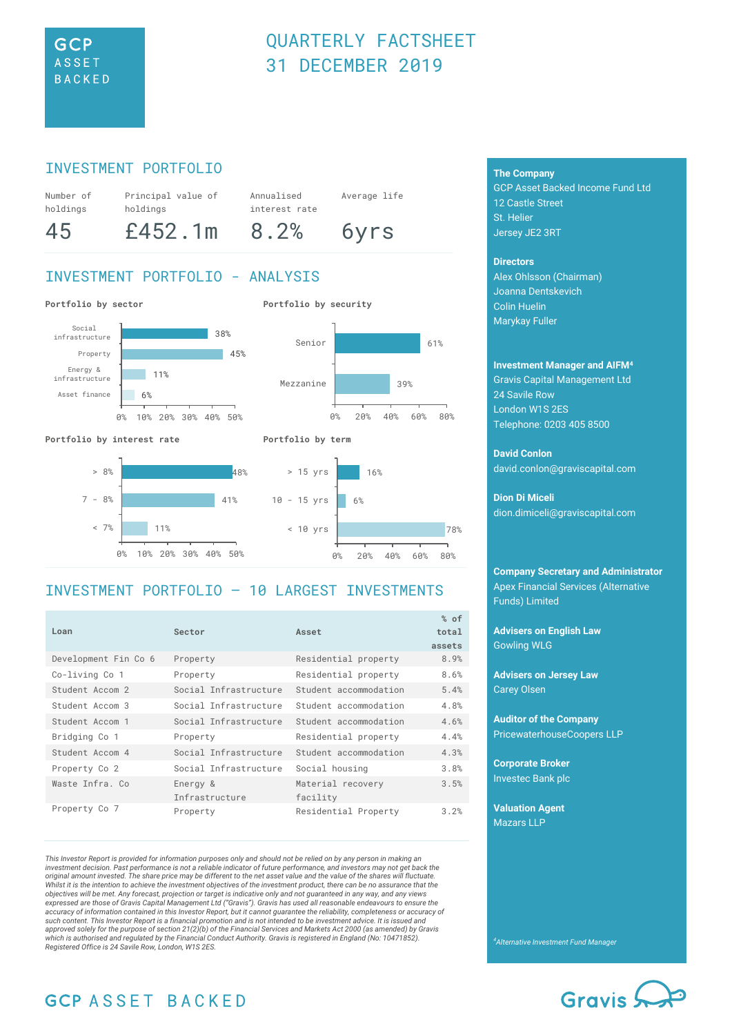# GCP ASSET BACKED

# QUARTERLY FACTSHEET 31 DECEMBER 2019

## INVESTMENT PORTFOLIO

| Number of holdings | Principal value of holdings | Annualised interest rate | Average life |
|---|---|---|---|
| 45 | £452.1m | 8.2% | 6yrs |

## INVESTMENT PORTFOLIO - ANALYSIS

**Portfolio by sector**

Social infrastructure 38%
Property 45%
Energy & infrastructure 11%
Asset finance 6%
0% 10% 20% 30% 40% 50%

**Portfolio by security**

Senior 61%
Mezzanine 39%
0% 20% 40% 60% 80%

**Portfolio by interest rate**

> 8% 48%
7 - 8% 41%
< 7% 11%
0% 10% 20% 30% 40% 50%

**Portfolio by term**

> 15 yrs 16%
10 - 15 yrs 6%
< 10 yrs 78%
0% 20% 40% 60% 80%

## INVESTMENT PORTFOLIO – 10 LARGEST INVESTMENTS

| Loan | Sector | Asset | % of total assets |
|---|---|---|---|
| Development Fin Co 6 | Property | Residential property | 8.9% |
| Co-living Co 1 | Property | Residential property | 8.6% |
| Student Accom 2 | Social Infrastructure | Student accommodation | 5.4% |
| Student Accom 3 | Social Infrastructure | Student accommodation | 4.8% |
| Student Accom 1 | Social Infrastructure | Student accommodation | 4.6% |
| Bridging Co 1 | Property | Residential property | 4.4% |
| Student Accom 4 | Social Infrastructure | Student accommodation | 4.3% |
| Property Co 2 | Social Infrastructure | Social housing | 3.8% |
| Waste Infra. Co | Energy & Infrastructure | Material recovery facility | 3.5% |
| Property Co 7 | Property | Residential Property | 3.2% |

*This Investor Report is provided for information purposes only and should not be relied on by any person in making an investment decision. Past performance is not a reliable indicator of future performance, and investors may not get back the original amount invested. The share price may be different to the net asset value and the value of the shares will fluctuate. Whilst it is the intention to achieve the investment objectives of the investment product, there can be no assurance that the objectives will be met. Any forecast, projection or target is indicative only and not guaranteed in any way, and any views expressed are those of Gravis Capital Management Ltd ("Gravis"). Gravis has used all reasonable endeavours to ensure the accuracy of information contained in this Investor Report, but it cannot guarantee the reliability, completeness or accuracy of such content. This Investor Report is a financial promotion and is not intended to be investment advice. It is issued and approved solely for the purpose of section 21(2)(b) of the Financial Services and Markets Act 2000 (as amended) by Gravis which is authorised and regulated by the Financial Conduct Authority. Gravis is registered in England (No: 10471852). Registered Office is 24 Savile Row, London, W1S 2ES.*

**The Company**
GCP Asset Backed Income Fund Ltd
12 Castle Street
St. Helier
Jersey JE2 3RT

**Directors**
Alex Ohlsson (Chairman)
Joanna Dentskevich
Colin Huelin
Marykay Fuller

**Investment Manager and AIFM[4]**
Gravis Capital Management Ltd
24 Savile Row
London W1S 2ES
Telephone: 0203 405 8500

**David Conlon**
david.conlon@graviscapital.com

**Dion Di Miceli**
dion.dimiceli@graviscapital.com

**Company Secretary and Administrator**
Apex Financial Services (Alternative Funds) Limited

**Advisers on English Law**
Gowling WLG

**Advisers on Jersey Law**
Carey Olsen

**Auditor of the Company**
PricewaterhouseCoopers LLP

**Corporate Broker**
Investec Bank plc

**Valuation Agent**
Mazars LLP

[4]*Alternative Investment Fund Manager*

GCP ASSET BACKED

Gravis